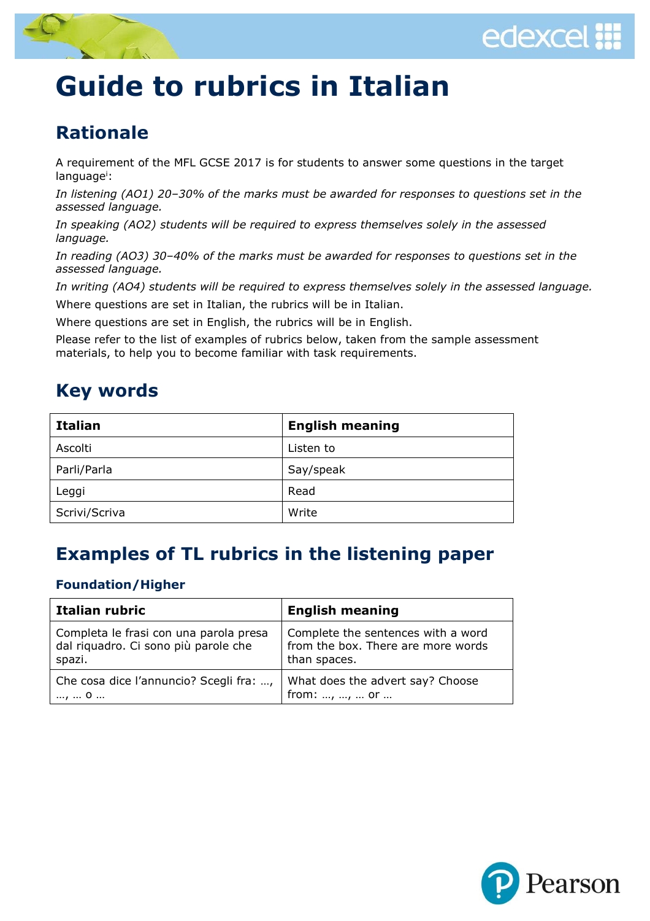# Guide to rubrics in Italian

## Rationale

A requirement of the MFL GCSE 2017 is for students to answer some questions in the target language[i]:

*In listening (AO1) 20–30% of the marks must be awarded for responses to questions set in the assessed language.*

*In speaking (AO2) students will be required to express themselves solely in the assessed language.*

*In reading (AO3) 30–40% of the marks must be awarded for responses to questions set in the assessed language.*

*In writing (AO4) students will be required to express themselves solely in the assessed language.*

Where questions are set in Italian, the rubrics will be in Italian.

Where questions are set in English, the rubrics will be in English.

Please refer to the list of examples of rubrics below, taken from the sample assessment materials, to help you to become familiar with task requirements.

## Key words

| Italian | English meaning |
|---|---|
| Ascolti | Listen to |
| Parli/Parla | Say/speak |
| Leggi | Read |
| Scrivi/Scriva | Write |

## Examples of TL rubrics in the listening paper

### Foundation/Higher

| Italian rubric | English meaning |
|---|---|
| Completa le frasi con una parola presa dal riquadro. Ci sono più parole che spazi. | Complete the sentences with a word from the box. There are more words than spaces. |
| Che cosa dice l'annuncio? Scegli fra: …, …, … o … | What does the advert say? Choose from: …, …, … or … |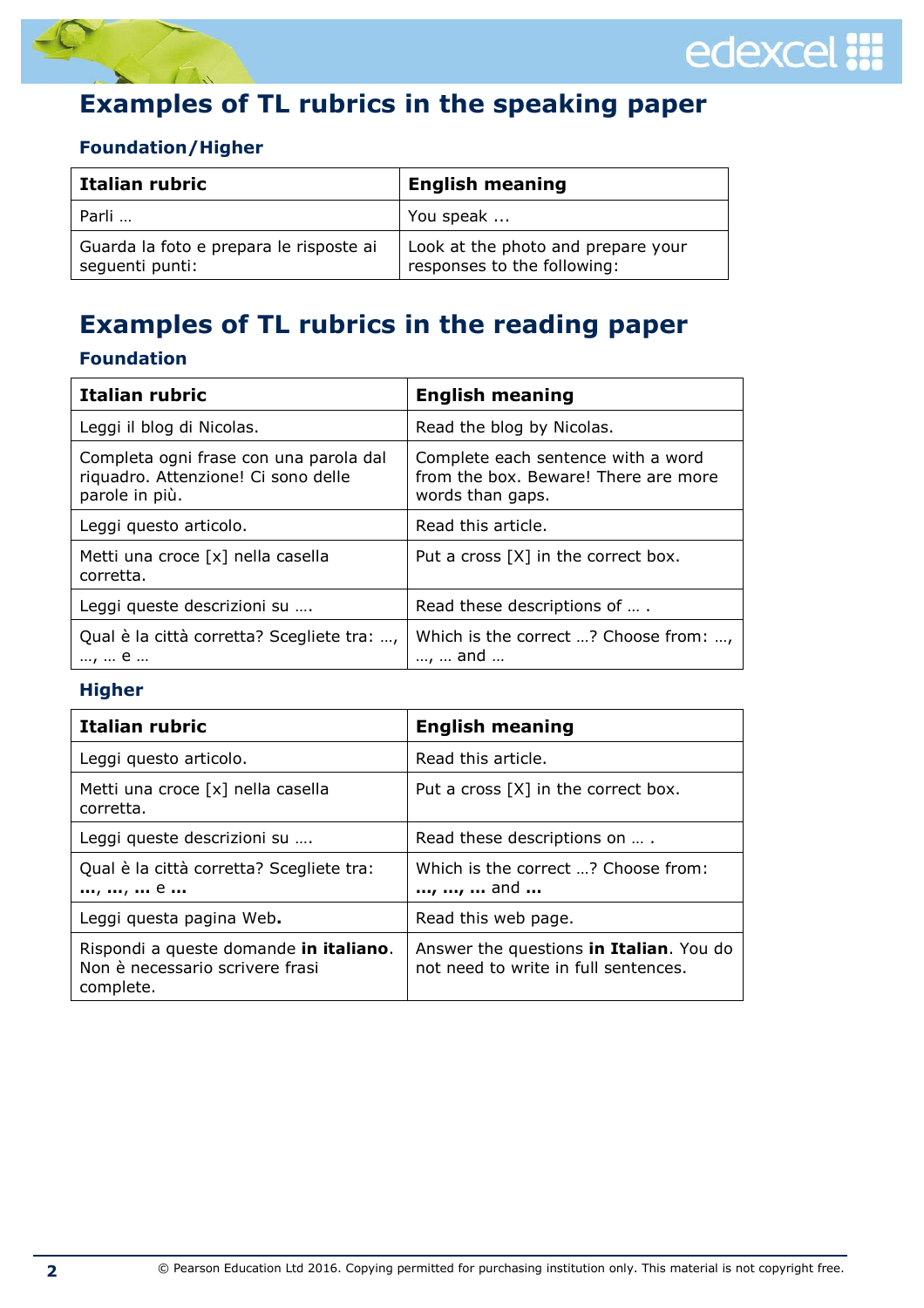# Examples of TL rubrics in the speaking paper

### Foundation/Higher

| Italian rubric | English meaning |
|---|---|
| Parli … | You speak ... |
| Guarda la foto e prepara le risposte ai seguenti punti: | Look at the photo and prepare your responses to the following: |

# Examples of TL rubrics in the reading paper

### Foundation

| Italian rubric | English meaning |
|---|---|
| Leggi il blog di Nicolas. | Read the blog by Nicolas. |
| Completa ogni frase con una parola dal riquadro. Attenzione! Ci sono delle parole in più. | Complete each sentence with a word from the box. Beware! There are more words than gaps. |
| Leggi questo articolo. | Read this article. |
| Metti una croce [x] nella casella corretta. | Put a cross [X] in the correct box. |
| Leggi queste descrizioni su …. | Read these descriptions of … . |
| Qual è la città corretta? Scegliete tra: …, …, … e … | Which is the correct …? Choose from: …, …, … and … |

### Higher

| Italian rubric | English meaning |
|---|---|
| Leggi questo articolo. | Read this article. |
| Metti una croce [x] nella casella corretta. | Put a cross [X] in the correct box. |
| Leggi queste descrizioni su …. | Read these descriptions on … . |
| Qual è la città corretta? Scegliete tra: **…**, **…**, **…** e **…** | Which is the correct …? Choose from: **…**, **…**, **…** and **…** |
| Leggi questa pagina Web**.** | Read this web page. |
| Rispondi a queste domande **in italiano**. Non è necessario scrivere frasi complete. | Answer the questions **in Italian**. You do not need to write in full sentences. |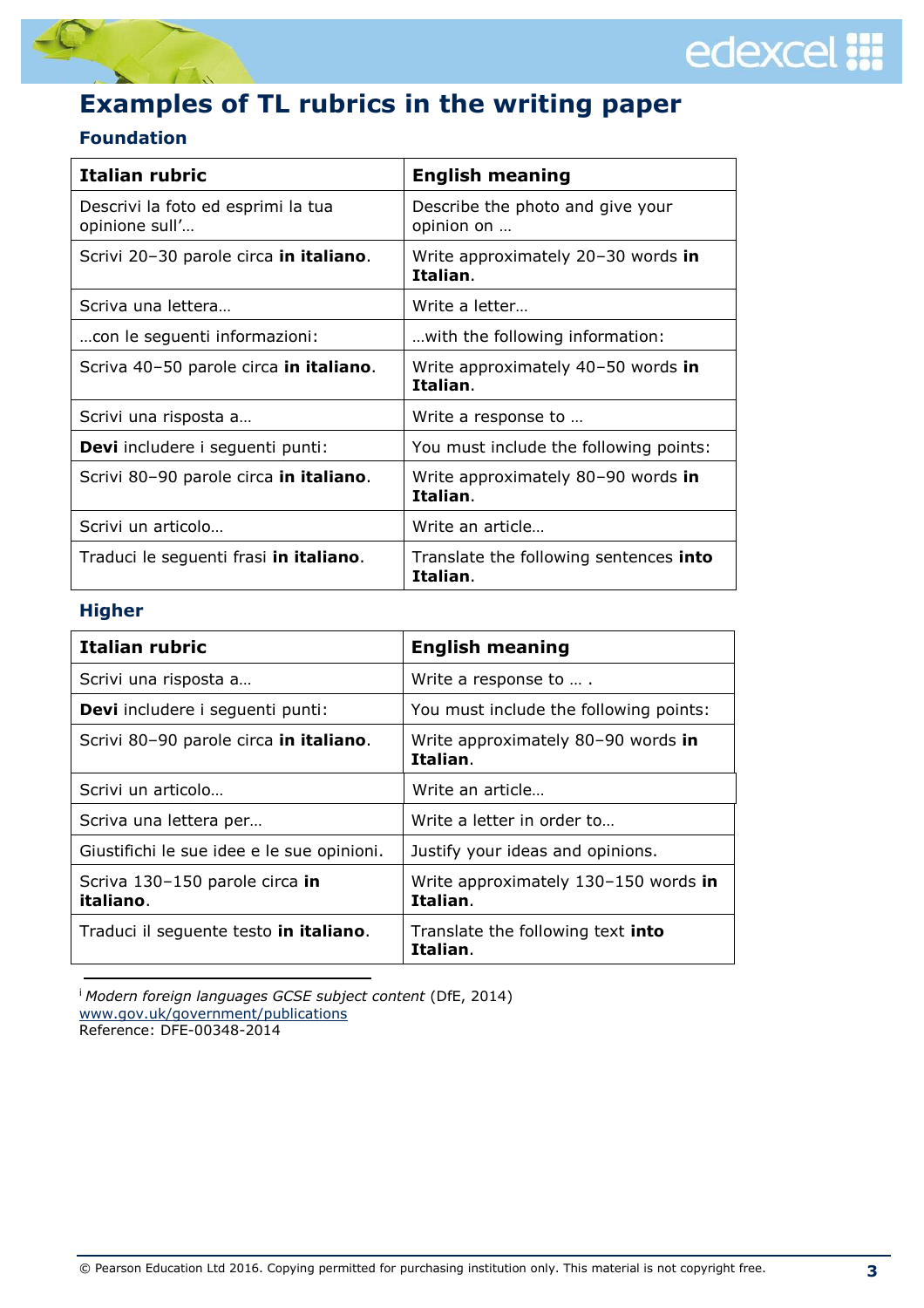# Examples of TL rubrics in the writing paper

## Foundation

| Italian rubric | English meaning |
|---|---|
| Descrivi la foto ed esprimi la tua opinione sull'… | Describe the photo and give your opinion on … |
| Scrivi 20–30 parole circa **in italiano**. | Write approximately 20–30 words **in Italian**. |
| Scriva una lettera… | Write a letter… |
| …con le seguenti informazioni: | …with the following information: |
| Scriva 40–50 parole circa **in italiano**. | Write approximately 40–50 words **in Italian**. |
| Scrivi una risposta a… | Write a response to … |
| **Devi** includere i seguenti punti: | You must include the following points: |
| Scrivi 80–90 parole circa **in italiano**. | Write approximately 80–90 words **in Italian**. |
| Scrivi un articolo… | Write an article… |
| Traduci le seguenti frasi **in italiano**. | Translate the following sentences **into Italian**. |

## Higher

| Italian rubric | English meaning |
|---|---|
| Scrivi una risposta a… | Write a response to … . |
| **Devi** includere i seguenti punti: | You must include the following points: |
| Scrivi 80–90 parole circa **in italiano**. | Write approximately 80–90 words **in Italian**. |
| Scrivi un articolo… | Write an article… |
| Scriva una lettera per… | Write a letter in order to… |
| Giustifichi le sue idee e le sue opinioni. | Justify your ideas and opinions. |
| Scriva 130–150 parole circa **in italiano**. | Write approximately 130–150 words **in Italian**. |
| Traduci il seguente testo **in italiano**. | Translate the following text **into Italian**. |

---

[i] *Modern foreign languages GCSE subject content* (DfE, 2014)
www.gov.uk/government/publications
Reference: DFE-00348-2014

© Pearson Education Ltd 2016. Copying permitted for purchasing institution only. This material is not copyright free.